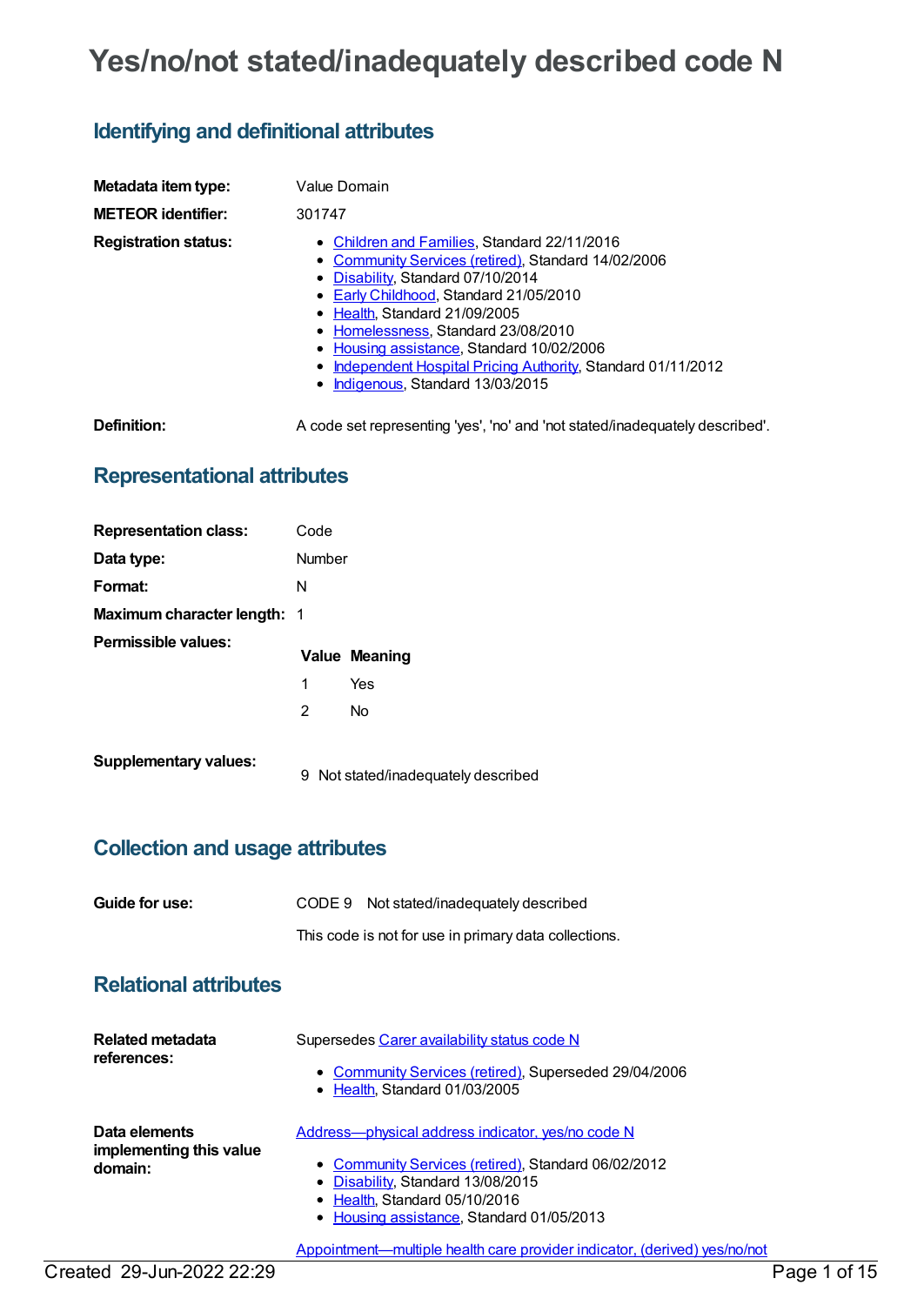# Yes/no/not stated/inadequately described code N

## Identifying and definitional attributes

**Metadata item type:** Value Domain

**METEOR identifier:** 301747

**Registration status:**

- Children and Families, Standard 22/11/2016
- Community Services (retired), Standard 14/02/2006
- Disability, Standard 07/10/2014
- Early Childhood, Standard 21/05/2010
- Health, Standard 21/09/2005
- Homelessness, Standard 23/08/2010
- Housing assistance, Standard 10/02/2006
- Independent Hospital Pricing Authority, Standard 01/11/2012
- Indigenous, Standard 13/03/2015

**Definition:** A code set representing 'yes', 'no' and 'not stated/inadequately described'.

## Representational attributes

**Representation class:** Code

**Data type:** Number

**Format:** N

**Maximum character length:** 1

**Permissible values:**

| Value | Meaning |
|---|---|
| 1 | Yes |
| 2 | No |

**Supplementary values:**

| Value | Meaning |
|---|---|
| 9 | Not stated/inadequately described |

## Collection and usage attributes

**Guide for use:** CODE 9 Not stated/inadequately described

This code is not for use in primary data collections.

## Relational attributes

**Related metadata references:** Supersedes Carer availability status code N

- Community Services (retired), Superseded 29/04/2006
- Health, Standard 01/03/2005

**Data elements implementing this value domain:**

Address—physical address indicator, yes/no code N

- Community Services (retired), Standard 06/02/2012
- Disability, Standard 13/08/2015
- Health, Standard 05/10/2016
- Housing assistance, Standard 01/05/2013

Appointment—multiple health care provider indicator, (derived) yes/no/not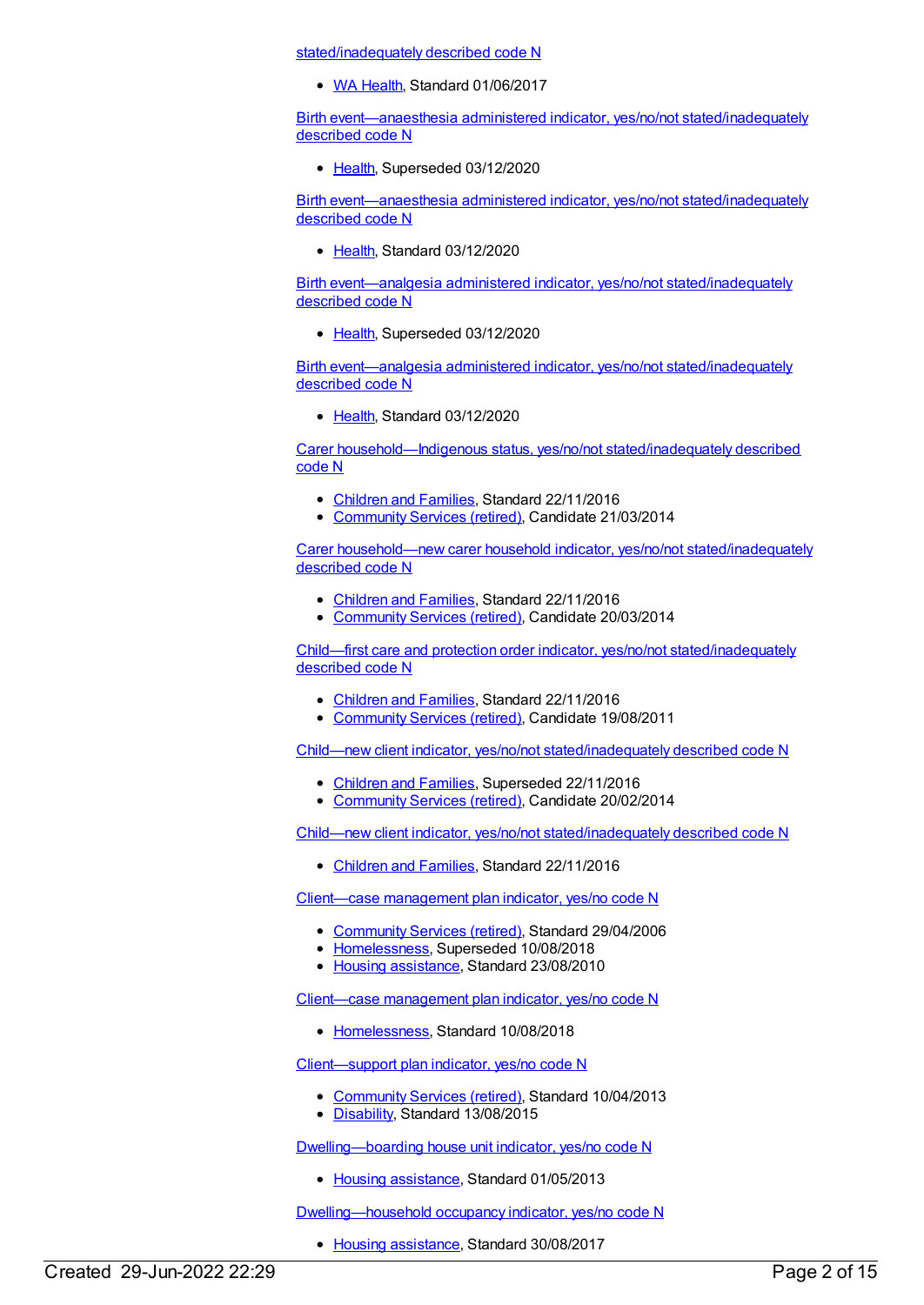stated/inadequately described code N

- WA Health, Standard 01/06/2017

Birth event—anaesthesia administered indicator, yes/no/not stated/inadequately described code N

- Health, Superseded 03/12/2020

Birth event—anaesthesia administered indicator, yes/no/not stated/inadequately described code N

- Health, Standard 03/12/2020

Birth event—analgesia administered indicator, yes/no/not stated/inadequately described code N

- Health, Superseded 03/12/2020

Birth event—analgesia administered indicator, yes/no/not stated/inadequately described code N

- Health, Standard 03/12/2020

Carer household—Indigenous status, yes/no/not stated/inadequately described code N

- Children and Families, Standard 22/11/2016
- Community Services (retired), Candidate 21/03/2014

Carer household—new carer household indicator, yes/no/not stated/inadequately described code N

- Children and Families, Standard 22/11/2016
- Community Services (retired), Candidate 20/03/2014

Child—first care and protection order indicator, yes/no/not stated/inadequately described code N

- Children and Families, Standard 22/11/2016
- Community Services (retired), Candidate 19/08/2011

Child—new client indicator, yes/no/not stated/inadequately described code N

- Children and Families, Superseded 22/11/2016
- Community Services (retired), Candidate 20/02/2014

Child—new client indicator, yes/no/not stated/inadequately described code N

- Children and Families, Standard 22/11/2016

Client—case management plan indicator, yes/no code N

- Community Services (retired), Standard 29/04/2006
- Homelessness, Superseded 10/08/2018
- Housing assistance, Standard 23/08/2010

Client—case management plan indicator, yes/no code N

- Homelessness, Standard 10/08/2018

Client—support plan indicator, yes/no code N

- Community Services (retired), Standard 10/04/2013
- Disability, Standard 13/08/2015

Dwelling—boarding house unit indicator, yes/no code N

- Housing assistance, Standard 01/05/2013

Dwelling—household occupancy indicator, yes/no code N

- Housing assistance, Standard 30/08/2017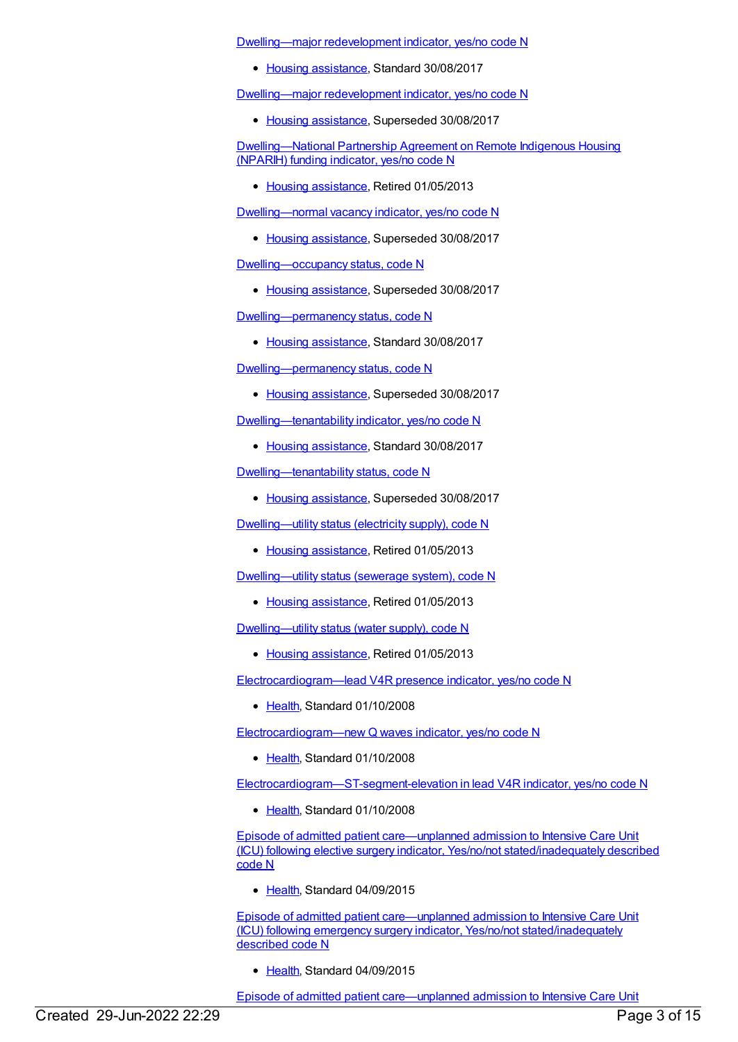Dwelling—major redevelopment indicator, yes/no code N

- Housing assistance, Standard 30/08/2017

Dwelling—major redevelopment indicator, yes/no code N

- Housing assistance, Superseded 30/08/2017

Dwelling—National Partnership Agreement on Remote Indigenous Housing (NPARIH) funding indicator, yes/no code N

- Housing assistance, Retired 01/05/2013

Dwelling—normal vacancy indicator, yes/no code N

- Housing assistance, Superseded 30/08/2017

Dwelling—occupancy status, code N

- Housing assistance, Superseded 30/08/2017

Dwelling—permanency status, code N

- Housing assistance, Standard 30/08/2017

Dwelling—permanency status, code N

- Housing assistance, Superseded 30/08/2017

Dwelling—tenantability indicator, yes/no code N

- Housing assistance, Standard 30/08/2017

Dwelling—tenantability status, code N

- Housing assistance, Superseded 30/08/2017

Dwelling—utility status (electricity supply), code N

- Housing assistance, Retired 01/05/2013

Dwelling—utility status (sewerage system), code N

- Housing assistance, Retired 01/05/2013

Dwelling—utility status (water supply), code N

- Housing assistance, Retired 01/05/2013

Electrocardiogram—lead V4R presence indicator, yes/no code N

- Health, Standard 01/10/2008

Electrocardiogram—new Q waves indicator, yes/no code N

- Health, Standard 01/10/2008

Electrocardiogram—ST-segment-elevation in lead V4R indicator, yes/no code N

- Health, Standard 01/10/2008

Episode of admitted patient care—unplanned admission to Intensive Care Unit (ICU) following elective surgery indicator, Yes/no/not stated/inadequately described code N

- Health, Standard 04/09/2015

Episode of admitted patient care—unplanned admission to Intensive Care Unit (ICU) following emergency surgery indicator, Yes/no/not stated/inadequately described code N

- Health, Standard 04/09/2015

Episode of admitted patient care—unplanned admission to Intensive Care Unit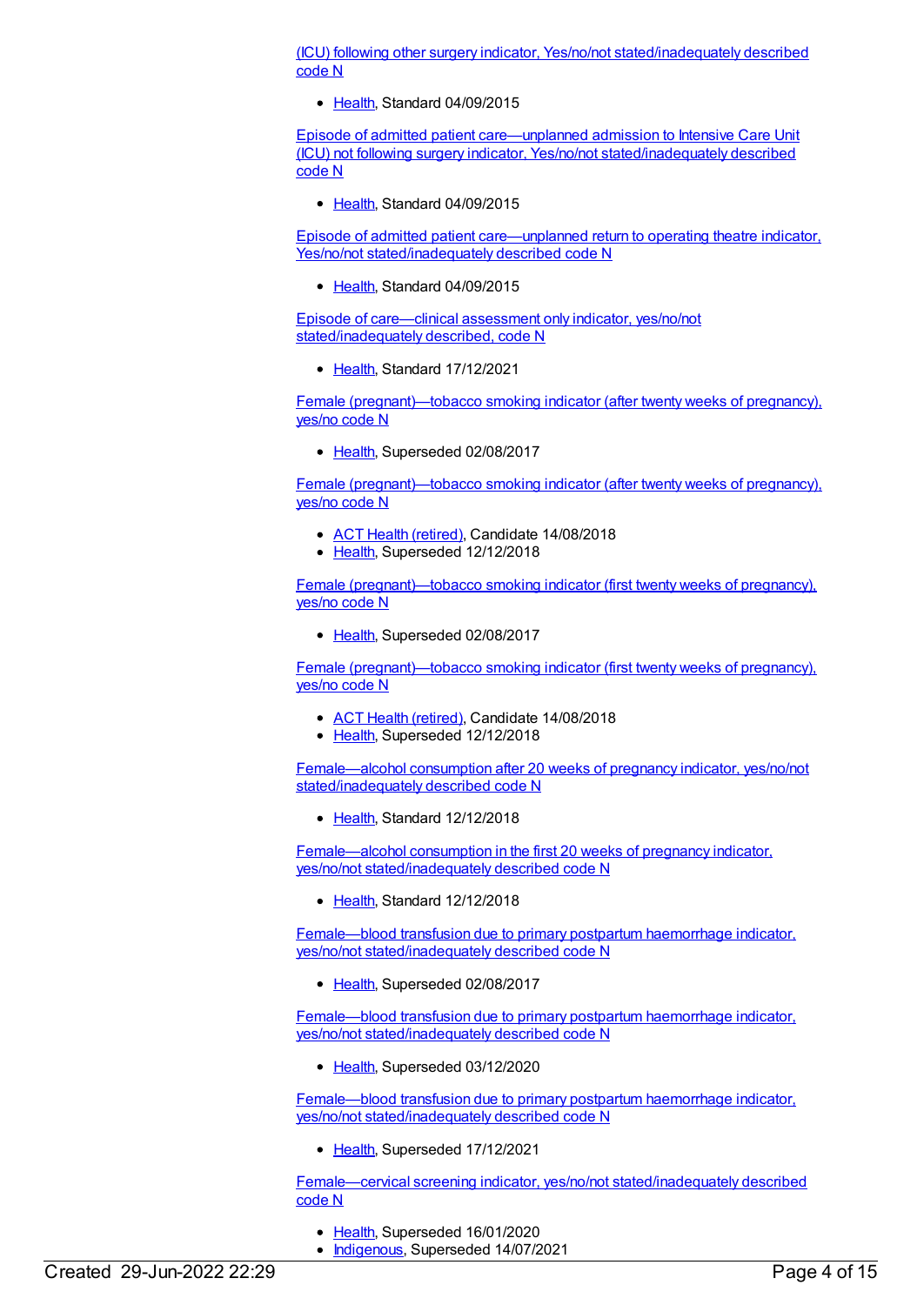(ICU) following other surgery indicator, Yes/no/not stated/inadequately described code N

- Health, Standard 04/09/2015

Episode of admitted patient care—unplanned admission to Intensive Care Unit (ICU) not following surgery indicator, Yes/no/not stated/inadequately described code N

- Health, Standard 04/09/2015

Episode of admitted patient care—unplanned return to operating theatre indicator, Yes/no/not stated/inadequately described code N

- Health, Standard 04/09/2015

Episode of care—clinical assessment only indicator, yes/no/not stated/inadequately described, code N

- Health, Standard 17/12/2021

Female (pregnant)—tobacco smoking indicator (after twenty weeks of pregnancy), yes/no code N

- Health, Superseded 02/08/2017

Female (pregnant)—tobacco smoking indicator (after twenty weeks of pregnancy), yes/no code N

- ACT Health (retired), Candidate 14/08/2018
- Health, Superseded 12/12/2018

Female (pregnant)—tobacco smoking indicator (first twenty weeks of pregnancy), yes/no code N

- Health, Superseded 02/08/2017

Female (pregnant)—tobacco smoking indicator (first twenty weeks of pregnancy), yes/no code N

- ACT Health (retired), Candidate 14/08/2018
- Health, Superseded 12/12/2018

Female—alcohol consumption after 20 weeks of pregnancy indicator, yes/no/not stated/inadequately described code N

- Health, Standard 12/12/2018

Female—alcohol consumption in the first 20 weeks of pregnancy indicator, yes/no/not stated/inadequately described code N

- Health, Standard 12/12/2018

Female—blood transfusion due to primary postpartum haemorrhage indicator, yes/no/not stated/inadequately described code N

- Health, Superseded 02/08/2017

Female—blood transfusion due to primary postpartum haemorrhage indicator, yes/no/not stated/inadequately described code N

- Health, Superseded 03/12/2020

Female—blood transfusion due to primary postpartum haemorrhage indicator, yes/no/not stated/inadequately described code N

- Health, Superseded 17/12/2021

Female—cervical screening indicator, yes/no/not stated/inadequately described code N

- Health, Superseded 16/01/2020
- Indigenous, Superseded 14/07/2021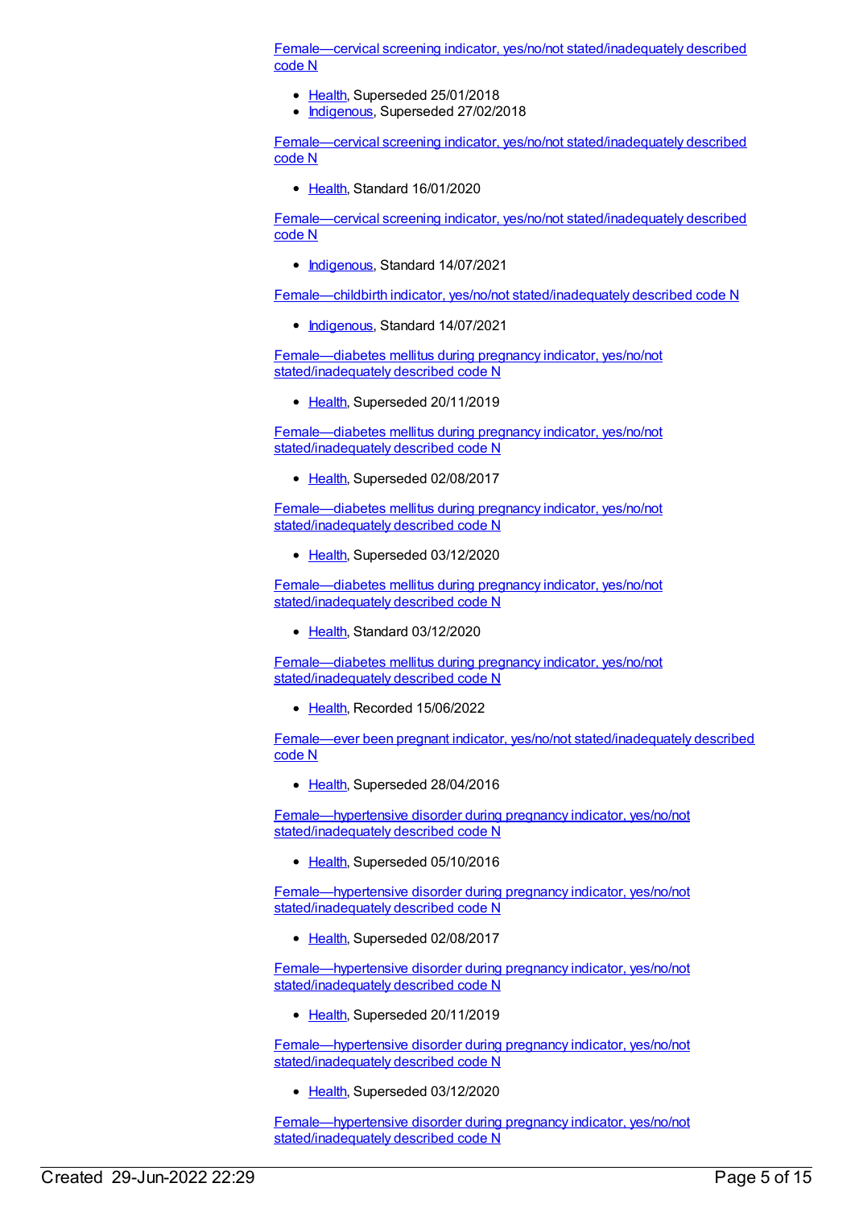Female—cervical screening indicator, yes/no/not stated/inadequately described code N

- Health, Superseded 25/01/2018
- Indigenous, Superseded 27/02/2018

Female—cervical screening indicator, yes/no/not stated/inadequately described code N

- Health, Standard 16/01/2020

Female—cervical screening indicator, yes/no/not stated/inadequately described code N

- Indigenous, Standard 14/07/2021

Female—childbirth indicator, yes/no/not stated/inadequately described code N

- Indigenous, Standard 14/07/2021

Female—diabetes mellitus during pregnancy indicator, yes/no/not stated/inadequately described code N

- Health, Superseded 20/11/2019

Female—diabetes mellitus during pregnancy indicator, yes/no/not stated/inadequately described code N

- Health, Superseded 02/08/2017

Female—diabetes mellitus during pregnancy indicator, yes/no/not stated/inadequately described code N

- Health, Superseded 03/12/2020

Female—diabetes mellitus during pregnancy indicator, yes/no/not stated/inadequately described code N

- Health, Standard 03/12/2020

Female—diabetes mellitus during pregnancy indicator, yes/no/not stated/inadequately described code N

- Health, Recorded 15/06/2022

Female—ever been pregnant indicator, yes/no/not stated/inadequately described code N

- Health, Superseded 28/04/2016

Female—hypertensive disorder during pregnancy indicator, yes/no/not stated/inadequately described code N

- Health, Superseded 05/10/2016

Female—hypertensive disorder during pregnancy indicator, yes/no/not stated/inadequately described code N

- Health, Superseded 02/08/2017

Female—hypertensive disorder during pregnancy indicator, yes/no/not stated/inadequately described code N

- Health, Superseded 20/11/2019

Female—hypertensive disorder during pregnancy indicator, yes/no/not stated/inadequately described code N

- Health, Superseded 03/12/2020

Female—hypertensive disorder during pregnancy indicator, yes/no/not stated/inadequately described code N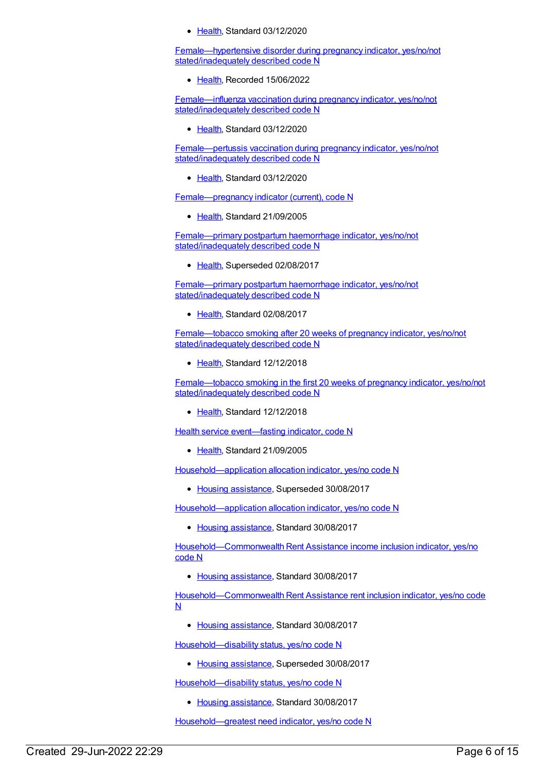- Health, Standard 03/12/2020

Female—hypertensive disorder during pregnancy indicator, yes/no/not stated/inadequately described code N

- Health, Recorded 15/06/2022

Female—influenza vaccination during pregnancy indicator, yes/no/not stated/inadequately described code N

- Health, Standard 03/12/2020

Female—pertussis vaccination during pregnancy indicator, yes/no/not stated/inadequately described code N

- Health, Standard 03/12/2020

Female—pregnancy indicator (current), code N

- Health, Standard 21/09/2005

Female—primary postpartum haemorrhage indicator, yes/no/not stated/inadequately described code N

- Health, Superseded 02/08/2017

Female—primary postpartum haemorrhage indicator, yes/no/not stated/inadequately described code N

- Health, Standard 02/08/2017

Female—tobacco smoking after 20 weeks of pregnancy indicator, yes/no/not stated/inadequately described code N

- Health, Standard 12/12/2018

Female—tobacco smoking in the first 20 weeks of pregnancy indicator, yes/no/not stated/inadequately described code N

- Health, Standard 12/12/2018

Health service event—fasting indicator, code N

- Health, Standard 21/09/2005

Household—application allocation indicator, yes/no code N

- Housing assistance, Superseded 30/08/2017

Household—application allocation indicator, yes/no code N

- Housing assistance, Standard 30/08/2017

Household—Commonwealth Rent Assistance income inclusion indicator, yes/no code N

- Housing assistance, Standard 30/08/2017

Household—Commonwealth Rent Assistance rent inclusion indicator, yes/no code N

- Housing assistance, Standard 30/08/2017

Household—disability status, yes/no code N

- Housing assistance, Superseded 30/08/2017

Household—disability status, yes/no code N

- Housing assistance, Standard 30/08/2017

Household—greatest need indicator, yes/no code N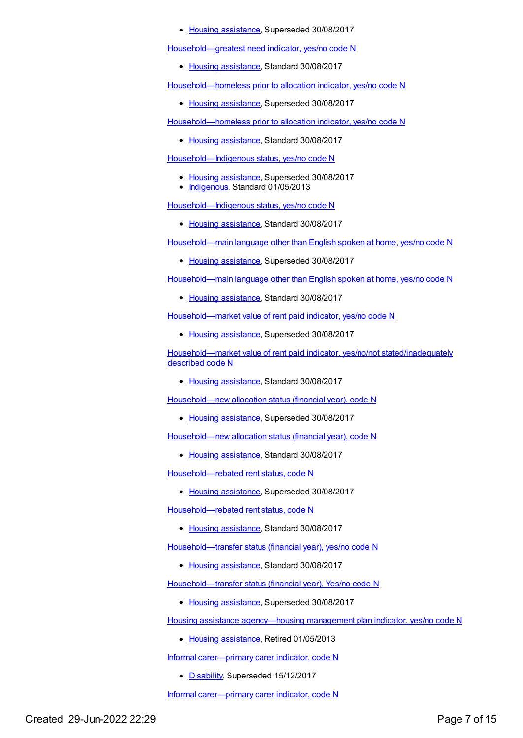- Housing assistance, Superseded 30/08/2017

Household—greatest need indicator, yes/no code N

- Housing assistance, Standard 30/08/2017

Household—homeless prior to allocation indicator, yes/no code N

- Housing assistance, Superseded 30/08/2017

Household—homeless prior to allocation indicator, yes/no code N

- Housing assistance, Standard 30/08/2017

Household—Indigenous status, yes/no code N

- Housing assistance, Superseded 30/08/2017
- Indigenous, Standard 01/05/2013

Household—Indigenous status, yes/no code N

- Housing assistance, Standard 30/08/2017

Household—main language other than English spoken at home, yes/no code N

- Housing assistance, Superseded 30/08/2017

Household—main language other than English spoken at home, yes/no code N

- Housing assistance, Standard 30/08/2017

Household—market value of rent paid indicator, yes/no code N

- Housing assistance, Superseded 30/08/2017

Household—market value of rent paid indicator, yes/no/not stated/inadequately described code N

- Housing assistance, Standard 30/08/2017

Household—new allocation status (financial year), code N

- Housing assistance, Superseded 30/08/2017

Household—new allocation status (financial year), code N

- Housing assistance, Standard 30/08/2017

Household—rebated rent status, code N

- Housing assistance, Superseded 30/08/2017

Household—rebated rent status, code N

- Housing assistance, Standard 30/08/2017

Household—transfer status (financial year), yes/no code N

- Housing assistance, Standard 30/08/2017

Household—transfer status (financial year), Yes/no code N

- Housing assistance, Superseded 30/08/2017

Housing assistance agency—housing management plan indicator, yes/no code N

- Housing assistance, Retired 01/05/2013

Informal carer—primary carer indicator, code N

- Disability, Superseded 15/12/2017

Informal carer—primary carer indicator, code N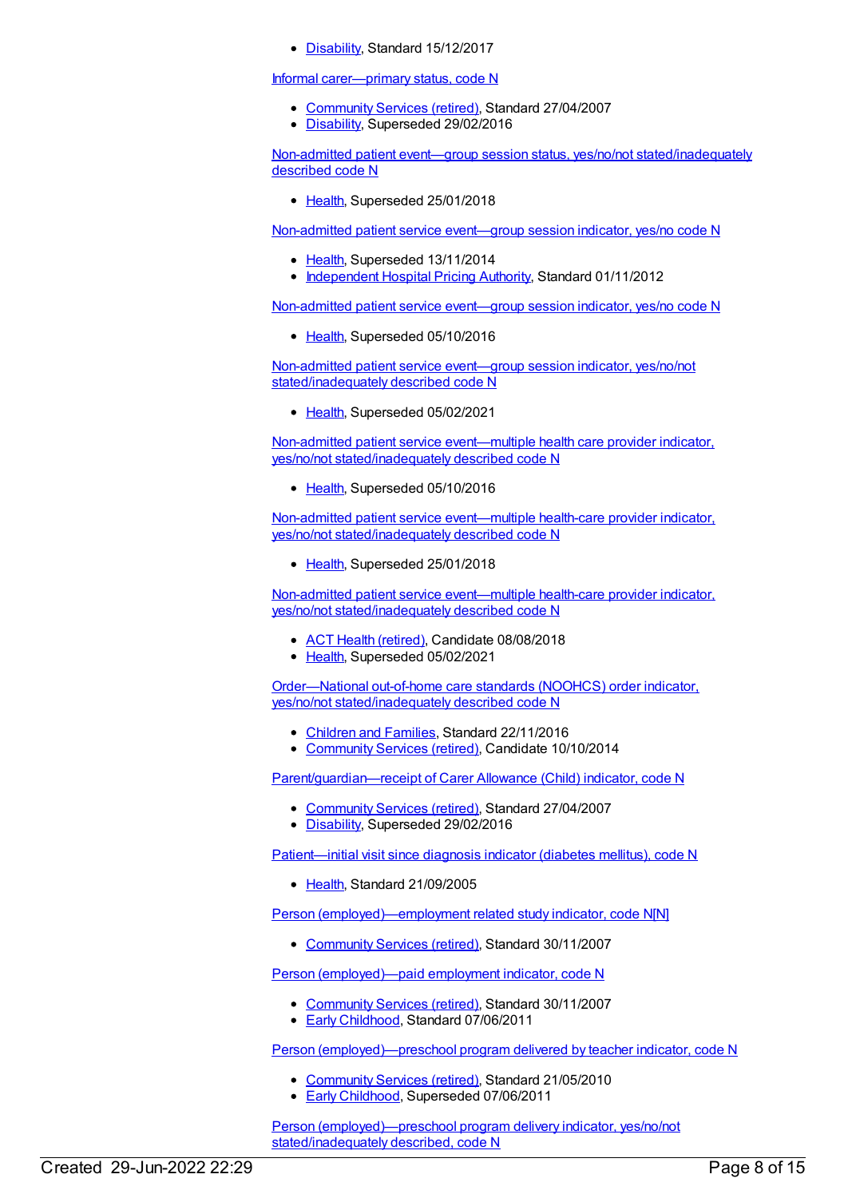- Disability, Standard 15/12/2017

Informal carer—primary status, code N

- Community Services (retired), Standard 27/04/2007
- Disability, Superseded 29/02/2016

Non-admitted patient event—group session status, yes/no/not stated/inadequately described code N

- Health, Superseded 25/01/2018

Non-admitted patient service event—group session indicator, yes/no code N

- Health, Superseded 13/11/2014
- Independent Hospital Pricing Authority, Standard 01/11/2012

Non-admitted patient service event—group session indicator, yes/no code N

- Health, Superseded 05/10/2016

Non-admitted patient service event—group session indicator, yes/no/not stated/inadequately described code N

- Health, Superseded 05/02/2021

Non-admitted patient service event—multiple health care provider indicator, yes/no/not stated/inadequately described code N

- Health, Superseded 05/10/2016

Non-admitted patient service event—multiple health-care provider indicator, yes/no/not stated/inadequately described code N

- Health, Superseded 25/01/2018

Non-admitted patient service event—multiple health-care provider indicator, yes/no/not stated/inadequately described code N

- ACT Health (retired), Candidate 08/08/2018
- Health, Superseded 05/02/2021

Order—National out-of-home care standards (NOOHCS) order indicator, yes/no/not stated/inadequately described code N

- Children and Families, Standard 22/11/2016
- Community Services (retired), Candidate 10/10/2014

Parent/guardian—receipt of Carer Allowance (Child) indicator, code N

- Community Services (retired), Standard 27/04/2007
- Disability, Superseded 29/02/2016

Patient—initial visit since diagnosis indicator (diabetes mellitus), code N

- Health, Standard 21/09/2005

Person (employed)—employment related study indicator, code N[N]

- Community Services (retired), Standard 30/11/2007

Person (employed)—paid employment indicator, code N

- Community Services (retired), Standard 30/11/2007
- Early Childhood, Standard 07/06/2011

Person (employed)—preschool program delivered by teacher indicator, code N

- Community Services (retired), Standard 21/05/2010
- Early Childhood, Superseded 07/06/2011

Person (employed)—preschool program delivery indicator, yes/no/not stated/inadequately described, code N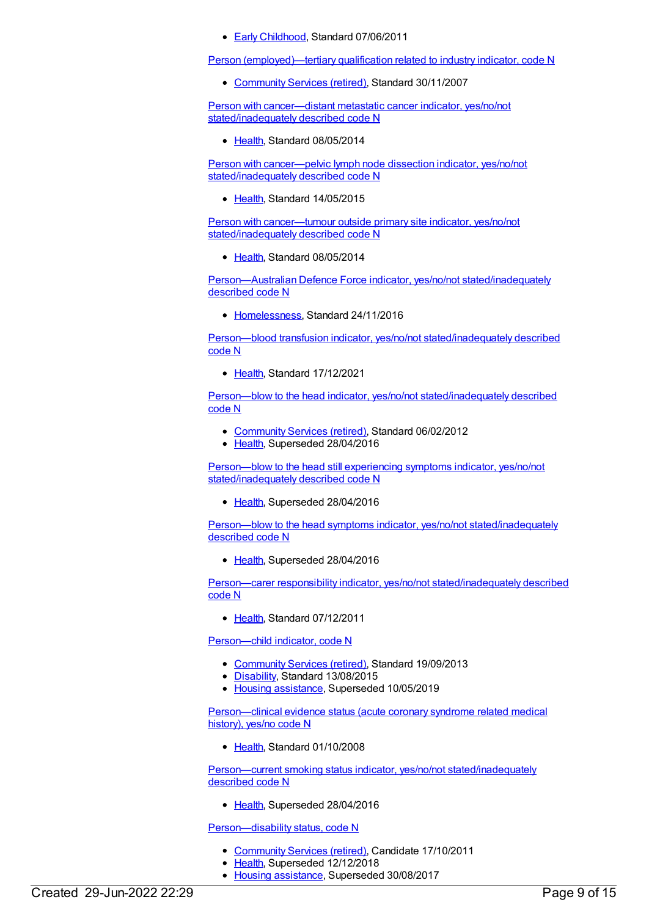- Early Childhood, Standard 07/06/2011

Person (employed)—tertiary qualification related to industry indicator, code N

- Community Services (retired), Standard 30/11/2007

Person with cancer—distant metastatic cancer indicator, yes/no/not stated/inadequately described code N

- Health, Standard 08/05/2014

Person with cancer—pelvic lymph node dissection indicator, yes/no/not stated/inadequately described code N

- Health, Standard 14/05/2015

Person with cancer—tumour outside primary site indicator, yes/no/not stated/inadequately described code N

- Health, Standard 08/05/2014

Person—Australian Defence Force indicator, yes/no/not stated/inadequately described code N

- Homelessness, Standard 24/11/2016

Person—blood transfusion indicator, yes/no/not stated/inadequately described code N

- Health, Standard 17/12/2021

Person—blow to the head indicator, yes/no/not stated/inadequately described code N

- Community Services (retired), Standard 06/02/2012
- Health, Superseded 28/04/2016

Person—blow to the head still experiencing symptoms indicator, yes/no/not stated/inadequately described code N

- Health, Superseded 28/04/2016

Person—blow to the head symptoms indicator, yes/no/not stated/inadequately described code N

- Health, Superseded 28/04/2016

Person—carer responsibility indicator, yes/no/not stated/inadequately described code N

- Health, Standard 07/12/2011

Person—child indicator, code N

- Community Services (retired), Standard 19/09/2013
- Disability, Standard 13/08/2015
- Housing assistance, Superseded 10/05/2019

Person—clinical evidence status (acute coronary syndrome related medical history), yes/no code N

- Health, Standard 01/10/2008

Person—current smoking status indicator, yes/no/not stated/inadequately described code N

- Health, Superseded 28/04/2016

Person—disability status, code N

- Community Services (retired), Candidate 17/10/2011
- Health, Superseded 12/12/2018
- Housing assistance, Superseded 30/08/2017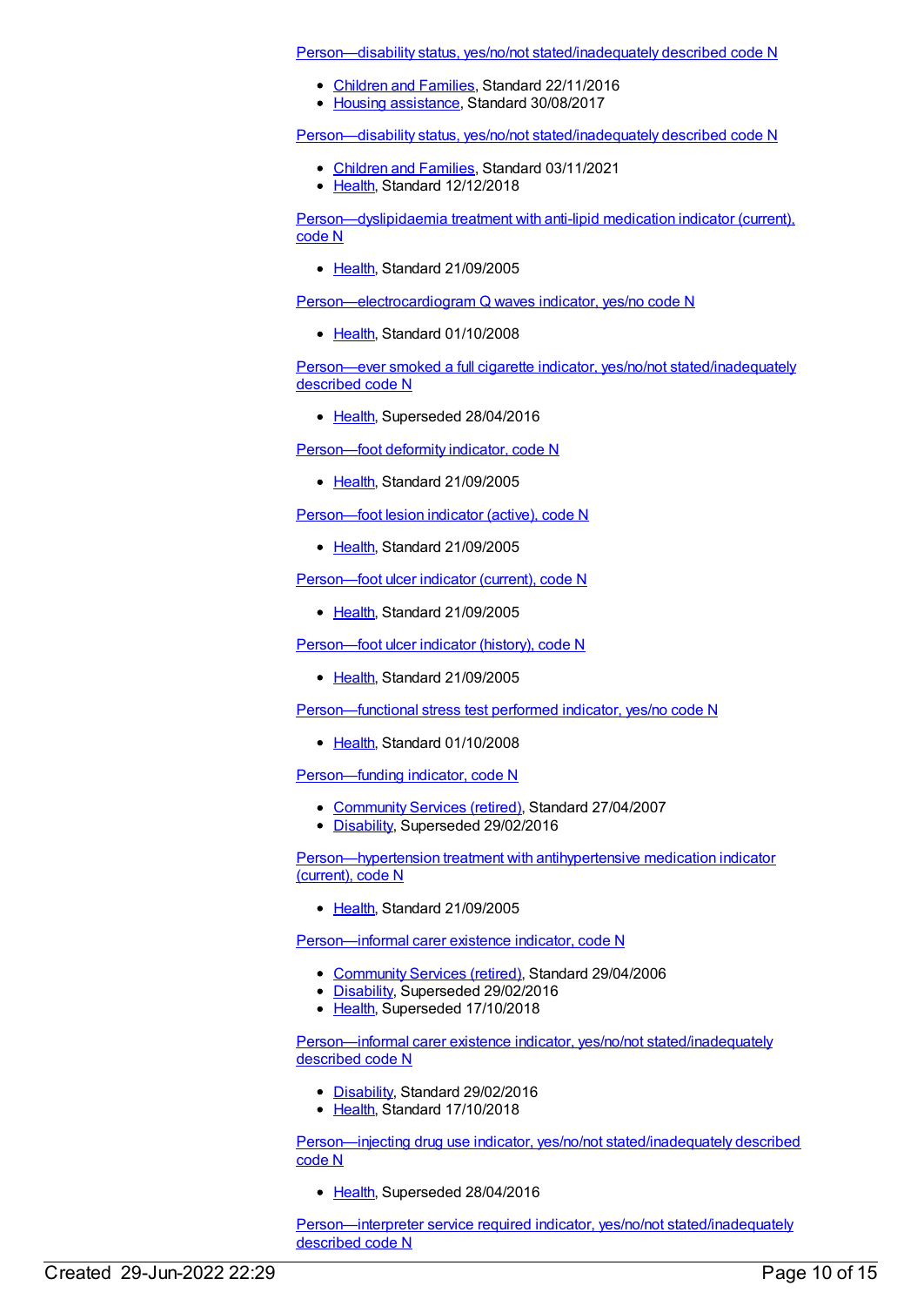Person—disability status, yes/no/not stated/inadequately described code N

- Children and Families, Standard 22/11/2016
- Housing assistance, Standard 30/08/2017

Person—disability status, yes/no/not stated/inadequately described code N

- Children and Families, Standard 03/11/2021
- Health, Standard 12/12/2018

Person—dyslipidaemia treatment with anti-lipid medication indicator (current), code N

- Health, Standard 21/09/2005

Person—electrocardiogram Q waves indicator, yes/no code N

- Health, Standard 01/10/2008

Person—ever smoked a full cigarette indicator, yes/no/not stated/inadequately described code N

- Health, Superseded 28/04/2016

Person—foot deformity indicator, code N

- Health, Standard 21/09/2005

Person—foot lesion indicator (active), code N

- Health, Standard 21/09/2005

Person—foot ulcer indicator (current), code N

- Health, Standard 21/09/2005

Person—foot ulcer indicator (history), code N

- Health, Standard 21/09/2005

Person—functional stress test performed indicator, yes/no code N

- Health, Standard 01/10/2008

Person—funding indicator, code N

- Community Services (retired), Standard 27/04/2007
- Disability, Superseded 29/02/2016

Person—hypertension treatment with antihypertensive medication indicator (current), code N

- Health, Standard 21/09/2005

Person—informal carer existence indicator, code N

- Community Services (retired), Standard 29/04/2006
- Disability, Superseded 29/02/2016
- Health, Superseded 17/10/2018

Person—informal carer existence indicator, yes/no/not stated/inadequately described code N

- Disability, Standard 29/02/2016
- Health, Standard 17/10/2018

Person—injecting drug use indicator, yes/no/not stated/inadequately described code N

- Health, Superseded 28/04/2016

Person—interpreter service required indicator, yes/no/not stated/inadequately described code N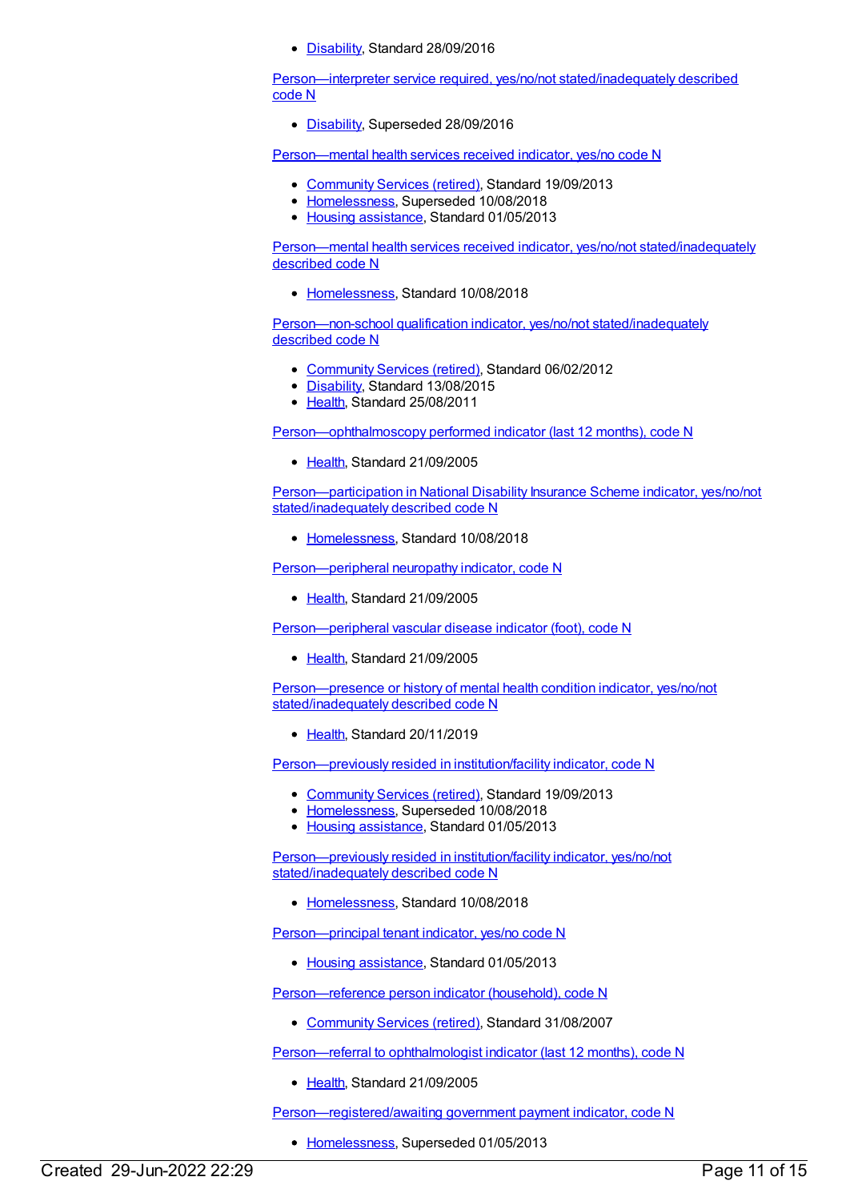- Disability, Standard 28/09/2016

Person—interpreter service required, yes/no/not stated/inadequately described code N

- Disability, Superseded 28/09/2016

Person—mental health services received indicator, yes/no code N

- Community Services (retired), Standard 19/09/2013
- Homelessness, Superseded 10/08/2018
- Housing assistance, Standard 01/05/2013

Person—mental health services received indicator, yes/no/not stated/inadequately described code N

- Homelessness, Standard 10/08/2018

Person—non-school qualification indicator, yes/no/not stated/inadequately described code N

- Community Services (retired), Standard 06/02/2012
- Disability, Standard 13/08/2015
- Health, Standard 25/08/2011

Person—ophthalmoscopy performed indicator (last 12 months), code N

- Health, Standard 21/09/2005

Person—participation in National Disability Insurance Scheme indicator, yes/no/not stated/inadequately described code N

- Homelessness, Standard 10/08/2018

Person—peripheral neuropathy indicator, code N

- Health, Standard 21/09/2005

Person—peripheral vascular disease indicator (foot), code N

- Health, Standard 21/09/2005

Person—presence or history of mental health condition indicator, yes/no/not stated/inadequately described code N

- Health, Standard 20/11/2019

Person—previously resided in institution/facility indicator, code N

- Community Services (retired), Standard 19/09/2013
- Homelessness, Superseded 10/08/2018
- Housing assistance, Standard 01/05/2013

Person—previously resided in institution/facility indicator, yes/no/not stated/inadequately described code N

- Homelessness, Standard 10/08/2018

Person—principal tenant indicator, yes/no code N

- Housing assistance, Standard 01/05/2013

Person—reference person indicator (household), code N

- Community Services (retired), Standard 31/08/2007

Person—referral to ophthalmologist indicator (last 12 months), code N

- Health, Standard 21/09/2005

Person—registered/awaiting government payment indicator, code N

- Homelessness, Superseded 01/05/2013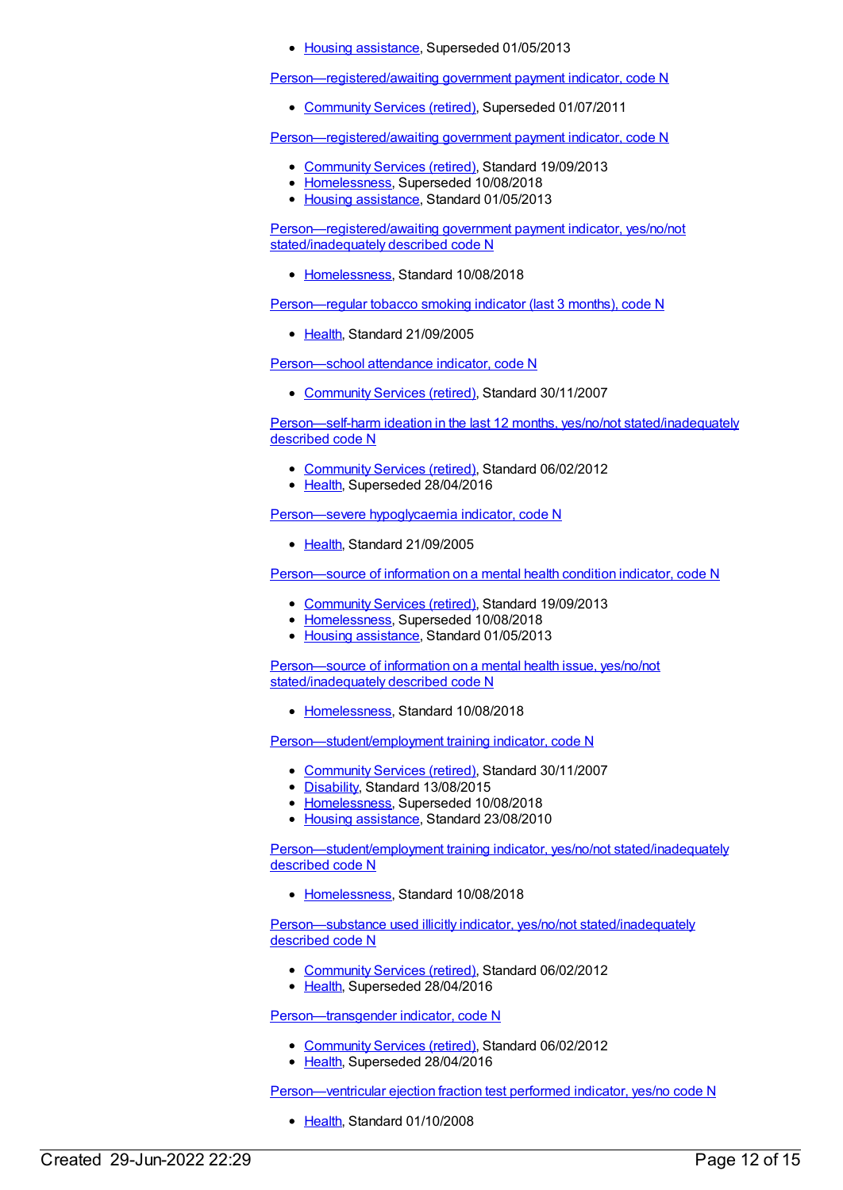- Housing assistance, Superseded 01/05/2013

Person—registered/awaiting government payment indicator, code N

- Community Services (retired), Superseded 01/07/2011

Person—registered/awaiting government payment indicator, code N

- Community Services (retired), Standard 19/09/2013
- Homelessness, Superseded 10/08/2018
- Housing assistance, Standard 01/05/2013

Person—registered/awaiting government payment indicator, yes/no/not stated/inadequately described code N

- Homelessness, Standard 10/08/2018

Person—regular tobacco smoking indicator (last 3 months), code N

- Health, Standard 21/09/2005

Person—school attendance indicator, code N

- Community Services (retired), Standard 30/11/2007

Person—self-harm ideation in the last 12 months, yes/no/not stated/inadequately described code N

- Community Services (retired), Standard 06/02/2012
- Health, Superseded 28/04/2016

Person—severe hypoglycaemia indicator, code N

- Health, Standard 21/09/2005

Person—source of information on a mental health condition indicator, code N

- Community Services (retired), Standard 19/09/2013
- Homelessness, Superseded 10/08/2018
- Housing assistance, Standard 01/05/2013

Person—source of information on a mental health issue, yes/no/not stated/inadequately described code N

- Homelessness, Standard 10/08/2018

Person—student/employment training indicator, code N

- Community Services (retired), Standard 30/11/2007
- Disability, Standard 13/08/2015
- Homelessness, Superseded 10/08/2018
- Housing assistance, Standard 23/08/2010

Person—student/employment training indicator, yes/no/not stated/inadequately described code N

- Homelessness, Standard 10/08/2018

Person—substance used illicitly indicator, yes/no/not stated/inadequately described code N

- Community Services (retired), Standard 06/02/2012
- Health, Superseded 28/04/2016

Person—transgender indicator, code N

- Community Services (retired), Standard 06/02/2012
- Health, Superseded 28/04/2016

Person—ventricular ejection fraction test performed indicator, yes/no code N

- Health, Standard 01/10/2008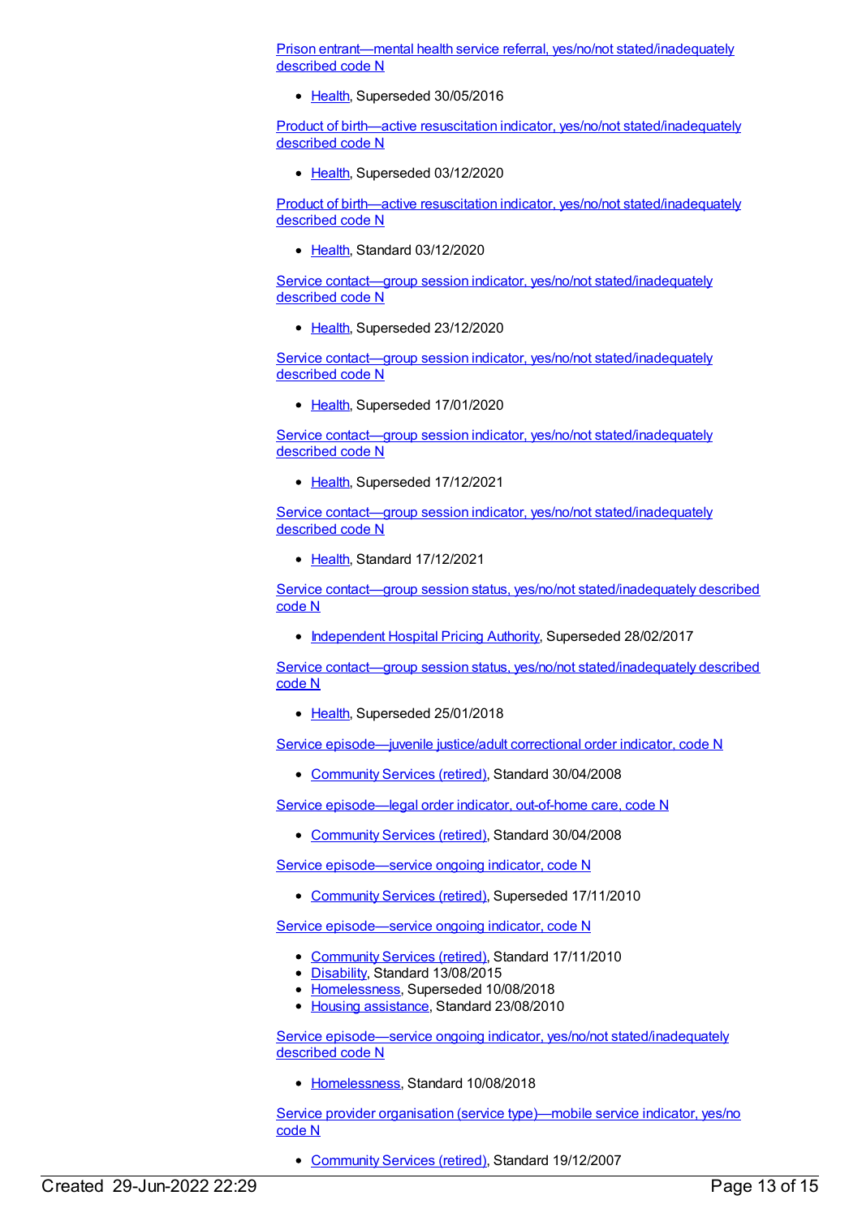Prison entrant—mental health service referral, yes/no/not stated/inadequately described code N

- Health, Superseded 30/05/2016

Product of birth—active resuscitation indicator, yes/no/not stated/inadequately described code N

- Health, Superseded 03/12/2020

Product of birth—active resuscitation indicator, yes/no/not stated/inadequately described code N

- Health, Standard 03/12/2020

Service contact—group session indicator, yes/no/not stated/inadequately described code N

- Health, Superseded 23/12/2020

Service contact—group session indicator, yes/no/not stated/inadequately described code N

- Health, Superseded 17/01/2020

Service contact—group session indicator, yes/no/not stated/inadequately described code N

- Health, Superseded 17/12/2021

Service contact—group session indicator, yes/no/not stated/inadequately described code N

- Health, Standard 17/12/2021

Service contact—group session status, yes/no/not stated/inadequately described code N

- Independent Hospital Pricing Authority, Superseded 28/02/2017

Service contact—group session status, yes/no/not stated/inadequately described code N

- Health, Superseded 25/01/2018

Service episode—juvenile justice/adult correctional order indicator, code N

- Community Services (retired), Standard 30/04/2008

Service episode—legal order indicator, out-of-home care, code N

- Community Services (retired), Standard 30/04/2008

Service episode—service ongoing indicator, code N

- Community Services (retired), Superseded 17/11/2010

Service episode—service ongoing indicator, code N

- Community Services (retired), Standard 17/11/2010
- Disability, Standard 13/08/2015
- Homelessness, Superseded 10/08/2018
- Housing assistance, Standard 23/08/2010

Service episode—service ongoing indicator, yes/no/not stated/inadequately described code N

- Homelessness, Standard 10/08/2018

Service provider organisation (service type)—mobile service indicator, yes/no code N

- Community Services (retired), Standard 19/12/2007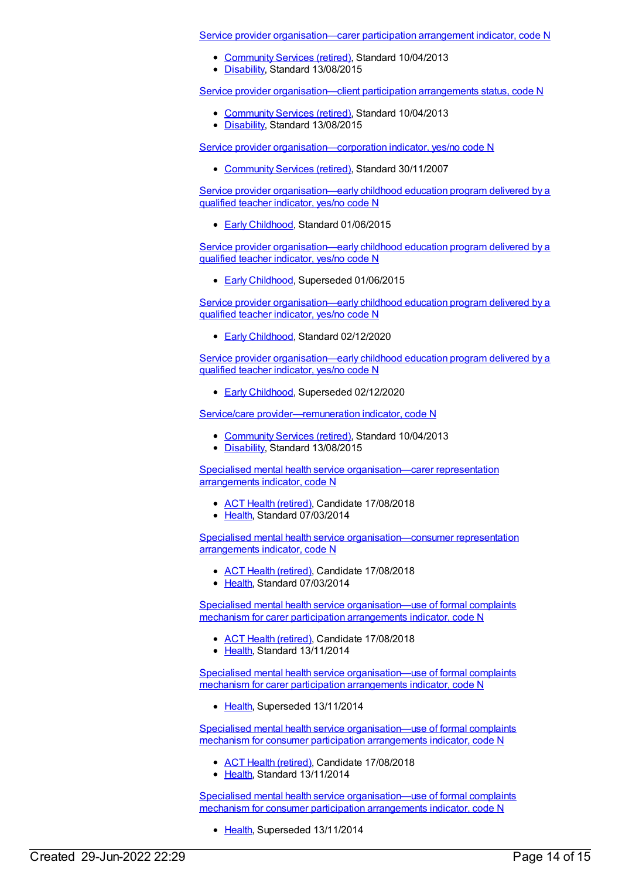Service provider organisation—carer participation arrangement indicator, code N

- Community Services (retired), Standard 10/04/2013
- Disability, Standard 13/08/2015

Service provider organisation—client participation arrangements status, code N

- Community Services (retired), Standard 10/04/2013
- Disability, Standard 13/08/2015

Service provider organisation—corporation indicator, yes/no code N

- Community Services (retired), Standard 30/11/2007

Service provider organisation—early childhood education program delivered by a qualified teacher indicator, yes/no code N

- Early Childhood, Standard 01/06/2015

Service provider organisation—early childhood education program delivered by a qualified teacher indicator, yes/no code N

- Early Childhood, Superseded 01/06/2015

Service provider organisation—early childhood education program delivered by a qualified teacher indicator, yes/no code N

- Early Childhood, Standard 02/12/2020

Service provider organisation—early childhood education program delivered by a qualified teacher indicator, yes/no code N

- Early Childhood, Superseded 02/12/2020

Service/care provider—remuneration indicator, code N

- Community Services (retired), Standard 10/04/2013
- Disability, Standard 13/08/2015

Specialised mental health service organisation—carer representation arrangements indicator, code N

- ACT Health (retired), Candidate 17/08/2018
- Health, Standard 07/03/2014

Specialised mental health service organisation—consumer representation arrangements indicator, code N

- ACT Health (retired), Candidate 17/08/2018
- Health, Standard 07/03/2014

Specialised mental health service organisation—use of formal complaints mechanism for carer participation arrangements indicator, code N

- ACT Health (retired), Candidate 17/08/2018
- Health, Standard 13/11/2014

Specialised mental health service organisation—use of formal complaints mechanism for carer participation arrangements indicator, code N

- Health, Superseded 13/11/2014

Specialised mental health service organisation—use of formal complaints mechanism for consumer participation arrangements indicator, code N

- ACT Health (retired), Candidate 17/08/2018
- Health, Standard 13/11/2014

Specialised mental health service organisation—use of formal complaints mechanism for consumer participation arrangements indicator, code N

- Health, Superseded 13/11/2014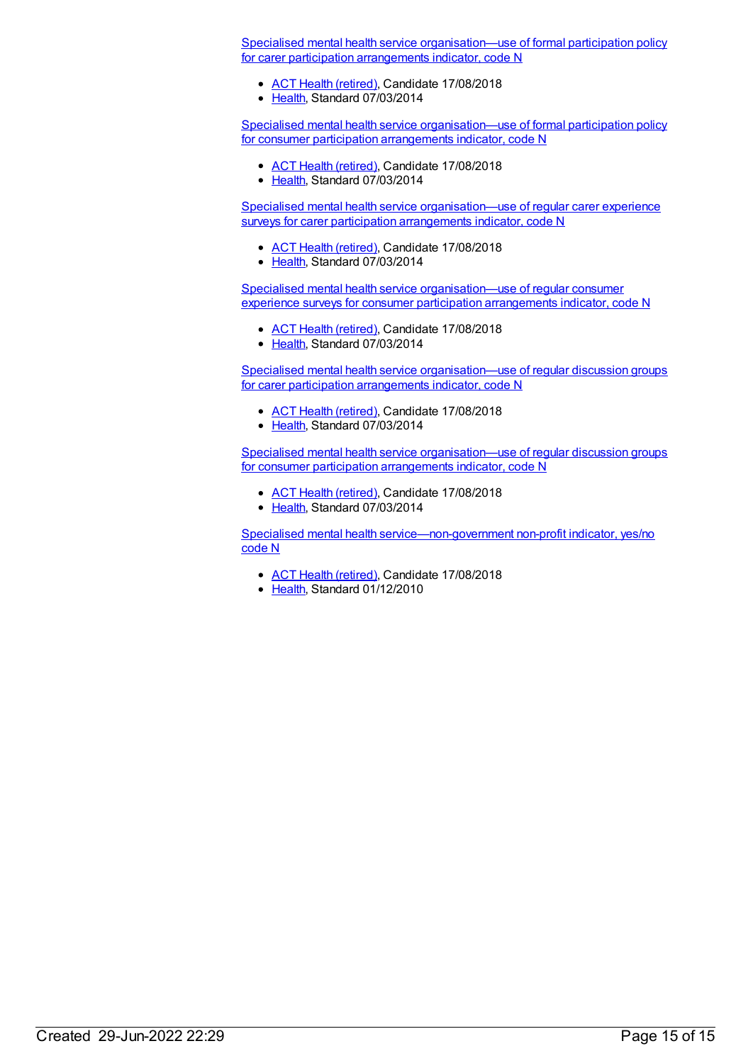Specialised mental health service organisation—use of formal participation policy for carer participation arrangements indicator, code N

- ACT Health (retired), Candidate 17/08/2018
- Health, Standard 07/03/2014

Specialised mental health service organisation—use of formal participation policy for consumer participation arrangements indicator, code N

- ACT Health (retired), Candidate 17/08/2018
- Health, Standard 07/03/2014

Specialised mental health service organisation—use of regular carer experience surveys for carer participation arrangements indicator, code N

- ACT Health (retired), Candidate 17/08/2018
- Health, Standard 07/03/2014

Specialised mental health service organisation—use of regular consumer experience surveys for consumer participation arrangements indicator, code N

- ACT Health (retired), Candidate 17/08/2018
- Health, Standard 07/03/2014

Specialised mental health service organisation—use of regular discussion groups for carer participation arrangements indicator, code N

- ACT Health (retired), Candidate 17/08/2018
- Health, Standard 07/03/2014

Specialised mental health service organisation—use of regular discussion groups for consumer participation arrangements indicator, code N

- ACT Health (retired), Candidate 17/08/2018
- Health, Standard 07/03/2014

Specialised mental health service—non-government non-profit indicator, yes/no code N

- ACT Health (retired), Candidate 17/08/2018
- Health, Standard 01/12/2010